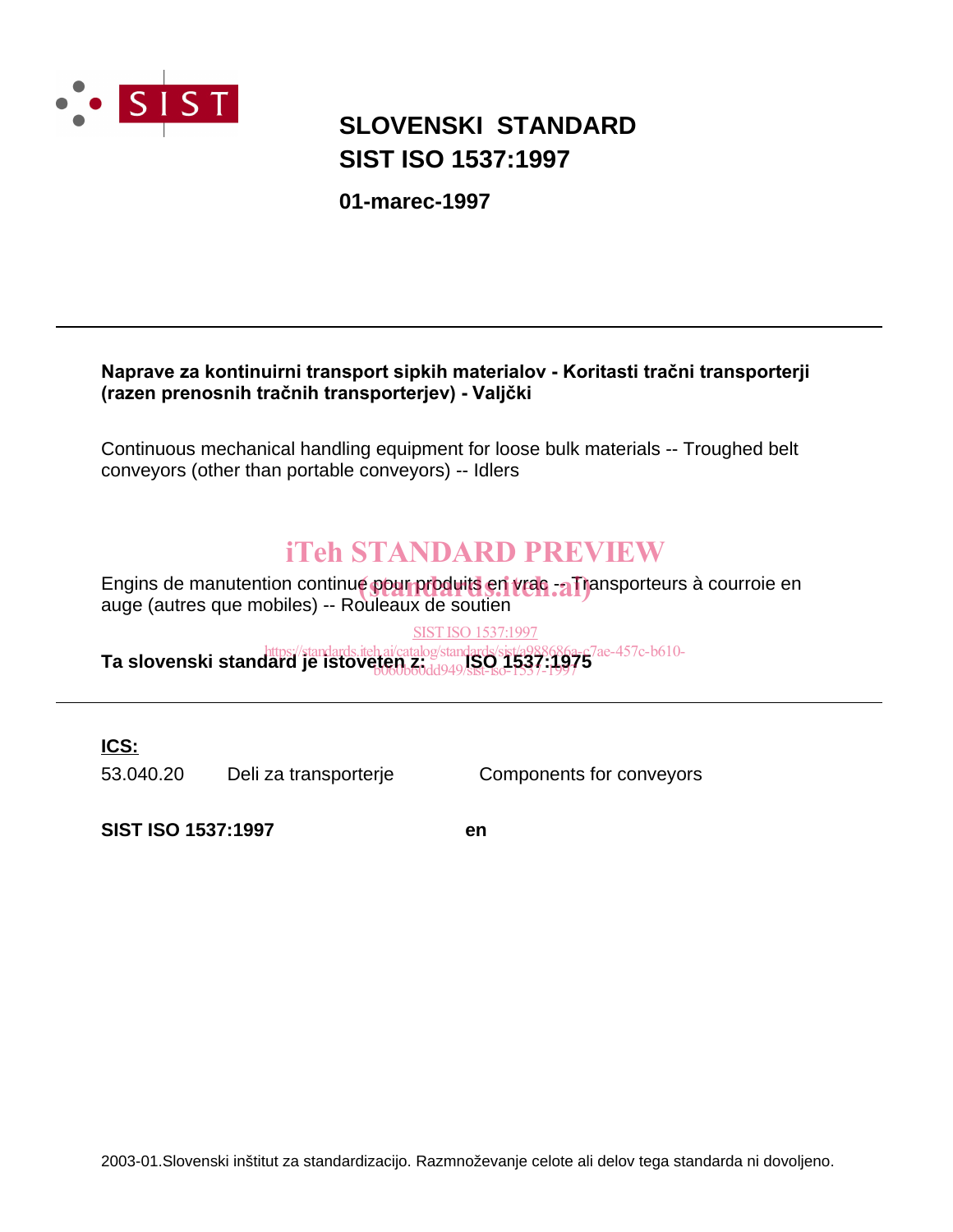# SLOVENSKI STANDARD
# SIST ISO 1537:1997

**01-marec-1997**

---

**Naprave za kontinuirni transport sipkih materialov - Koritasti tračni transporterji (razen prenosnih tračnih transporterjev) - Valjčki**

Continuous mechanical handling equipment for loose bulk materials -- Troughed belt conveyors (other than portable conveyors) -- Idlers

iTeh STANDARD PREVIEW
(standards.iteh.ai)

Engins de manutention continue pour produits en vrac -- Transporteurs à courroie en auge (autres que mobiles) -- Rouleaux de soutien

SIST ISO 1537:1997
https://standards.iteh.ai/catalog/standards/sist/a988686a-c7ae-457c-b610-b060b60dd949/sist-iso-1537-1997

**Ta slovenski standard je istoveten z: ISO 1537:1975**

---

**ICS:**

| | | |
|---|---|---|
| 53.040.20 | Deli za transporterje | Components for conveyors |

**SIST ISO 1537:1997** **en**

2003-01.Slovenski inštitut za standardizacijo. Razmnoževanje celote ali delov tega standarda ni dovoljeno.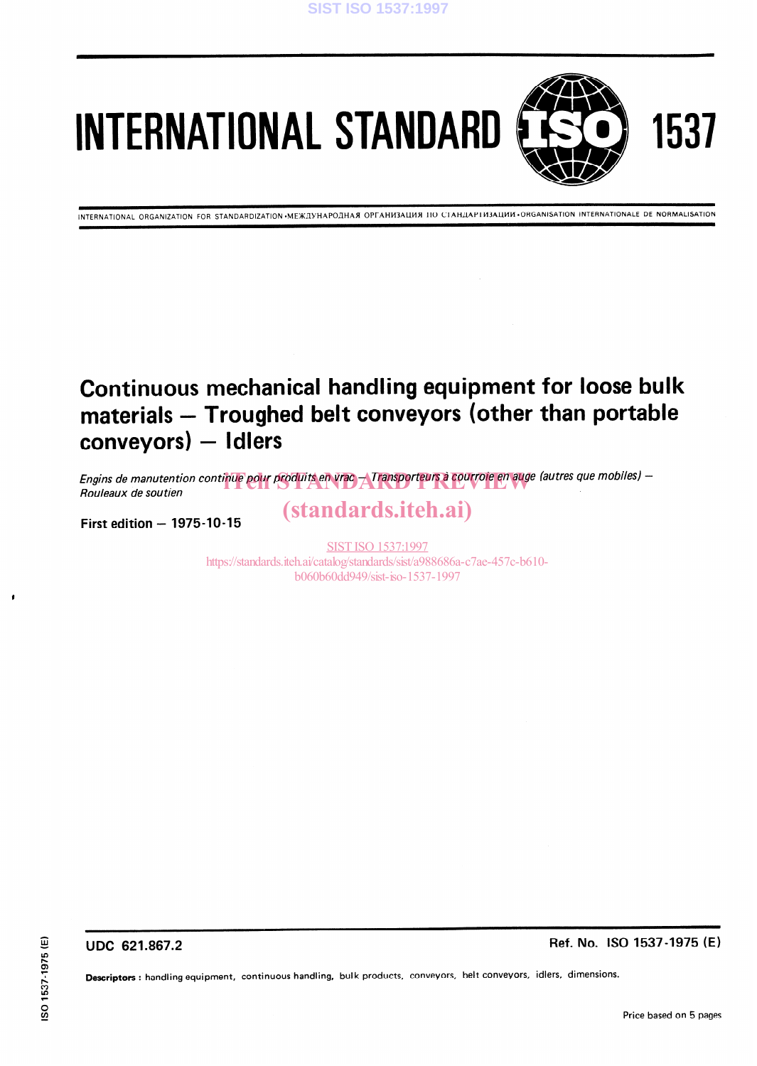# INTERNATIONAL STANDARD 1537

INTERNATIONAL ORGANIZATION FOR STANDARDIZATION • МЕЖДУНАРОДНАЯ ОРГАНИЗАЦИЯ ПО СТАНДАРТИЗАЦИИ • ORGANISATION INTERNATIONALE DE NORMALISATION

## Continuous mechanical handling equipment for loose bulk materials — Troughed belt conveyors (other than portable conveyors) — Idlers

*Engins de manutention continue pour produits en vrac — Transporteurs à courroie en auge (autres que mobiles) — Rouleaux de soutien*

**First edition — 1975-10-15**

**UDC 621.867.2** **Ref. No. ISO 1537-1975 (E)**

**Descriptors :** handling equipment, continuous handling, bulk products, conveyors, belt conveyors, idlers, dimensions.

Price based on 5 pages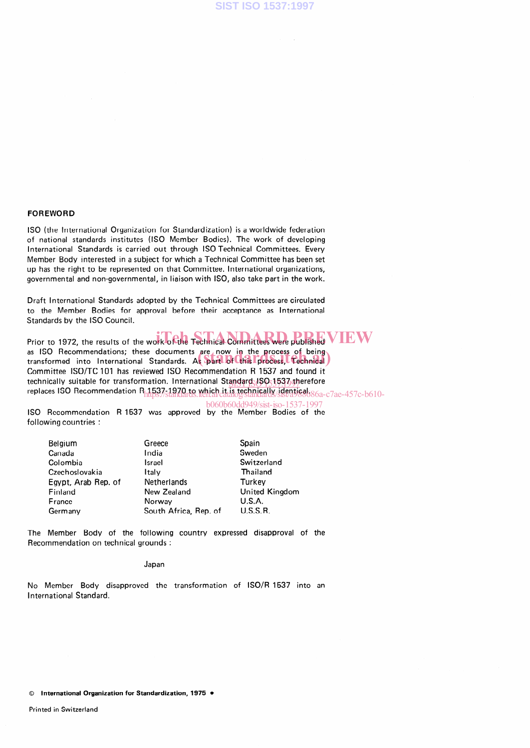## FOREWORD

ISO (the International Organization for Standardization) is a worldwide federation of national standards institutes (ISO Member Bodies). The work of developing International Standards is carried out through ISO Technical Committees. Every Member Body interested in a subject for which a Technical Committee has been set up has the right to be represented on that Committee. International organizations, governmental and non-governmental, in liaison with ISO, also take part in the work.

Draft International Standards adopted by the Technical Committees are circulated to the Member Bodies for approval before their acceptance as International Standards by the ISO Council.

Prior to 1972, the results of the work of the Technical Committees were published as ISO Recommendations; these documents are now in the process of being transformed into International Standards. As part of this process, Technical Committee ISO/TC 101 has reviewed ISO Recommendation R 1537 and found it technically suitable for transformation. International Standard ISO 1537 therefore replaces ISO Recommendation R 1537-1970 to which it is technically identical.

ISO Recommendation R 1537 was approved by the Member Bodies of the following countries :

| | | |
|---|---|---|
| Belgium | Greece | Spain |
| Canada | India | Sweden |
| Colombia | Israel | Switzerland |
| Czechoslovakia | Italy | Thailand |
| Egypt, Arab Rep. of | Netherlands | Turkey |
| Finland | New Zealand | United Kingdom |
| France | Norway | U.S.A. |
| Germany | South Africa, Rep. of | U.S.S.R. |

The Member Body of the following country expressed disapproval of the Recommendation on technical grounds :

Japan

No Member Body disapproved the transformation of ISO/R 1537 into an International Standard.

© **International Organization for Standardization, 1975** •

Printed in Switzerland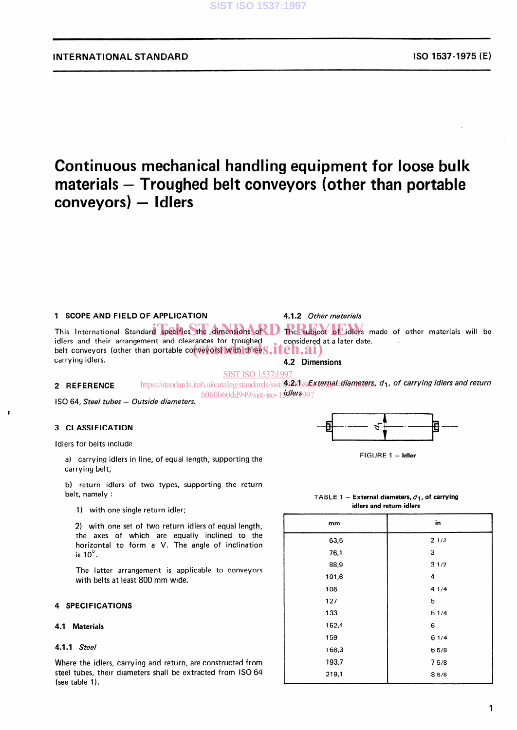INTERNATIONAL STANDARD ISO 1537-1975 (E)

# Continuous mechanical handling equipment for loose bulk materials — Troughed belt conveyors (other than portable conveyors) — Idlers

## 1 SCOPE AND FIELD OF APPLICATION

This International Standard specifies the dimensions of idlers and their arrangement and clearances for troughed belt conveyors (other than portable conveyors) with three carrying idlers.

## 2 REFERENCE

ISO 64, *Steel tubes — Outside diameters.*

## 3 CLASSIFICATION

Idlers for belts include

a) carrying idlers in line, of equal length, supporting the carrying belt;

b) return idlers of two types, supporting the return belt, namely :

1) with one single return idler;

2) with one set of two return idlers of equal length, the axes of which are equally inclined to the horizontal to form a V. The angle of inclination is 10°.

The latter arrangement is applicable to conveyors with belts at least 800 mm wide.

## 4 SPECIFICATIONS

### 4.1 Materials

#### 4.1.1 *Steel*

Where the idlers, carrying and return, are constructed from steel tubes, their diameters shall be extracted from ISO 64 (see table 1).

#### 4.1.2 *Other materials*

The subject of idlers made of other materials will be considered at a later date.

### 4.2 Dimensions

#### 4.2.1 *External diameters, $d_1$, of carrying idlers and return idlers*

FIGURE 1 — Idler

TABLE 1 — External diameters, $d_1$, of carrying idlers and return idlers

| mm | in |
|---|---|
| 63,5 | 2 1/2 |
| 76,1 | 3 |
| 88,9 | 3 1/2 |
| 101,6 | 4 |
| 108 | 4 1/4 |
| 127 | 5 |
| 133 | 5 1/4 |
| 152,4 | 6 |
| 159 | 6 1/4 |
| 168,3 | 6 5/8 |
| 193,7 | 7 5/8 |
| 219,1 | 8 5/8 |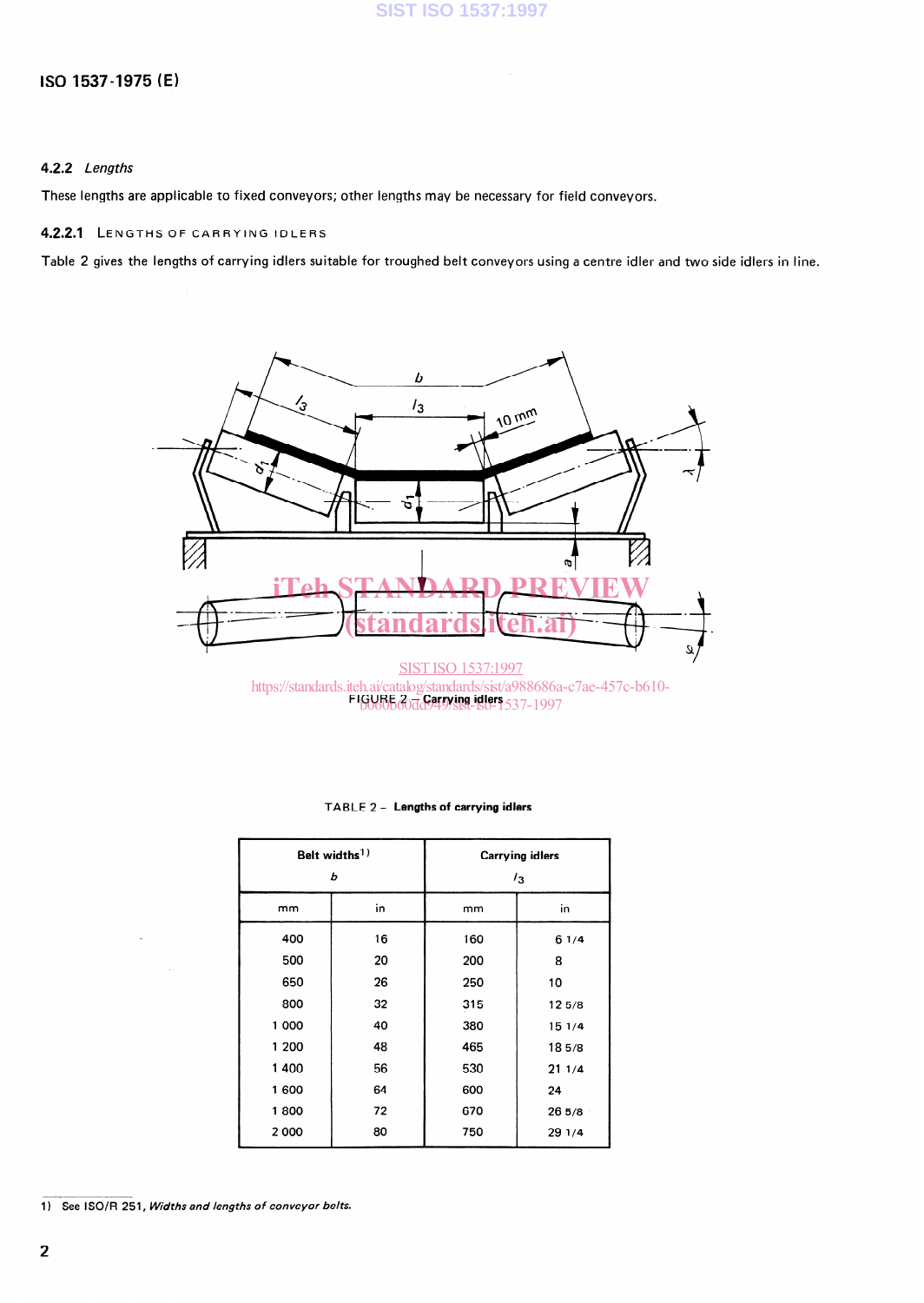#### 4.2.2 *Lengths*

These lengths are applicable to fixed conveyors; other lengths may be necessary for field conveyors.

##### 4.2.2.1 LENGTHS OF CARRYING IDLERS

Table 2 gives the lengths of carrying idlers suitable for troughed belt conveyors using a centre idler and two side idlers in line.

FIGURE 2 – Carrying idlers

TABLE 2 – **Lengths of carrying idlers**

| Belt widths[1] $b$ | | Carrying idlers $l_3$ | |
|---|---|---|---|
| mm | in | mm | in |
| 400 | 16 | 160 | 6 1/4 |
| 500 | 20 | 200 | 8 |
| 650 | 26 | 250 | 10 |
| 800 | 32 | 315 | 12 5/8 |
| 1 000 | 40 | 380 | 15 1/4 |
| 1 200 | 48 | 465 | 18 5/8 |
| 1 400 | 56 | 530 | 21 1/4 |
| 1 600 | 64 | 600 | 24 |
| 1 800 | 72 | 670 | 26 5/8 |
| 2 000 | 80 | 750 | 29 1/4 |

1) See ISO/R 251, *Widths and lengths of conveyor belts.*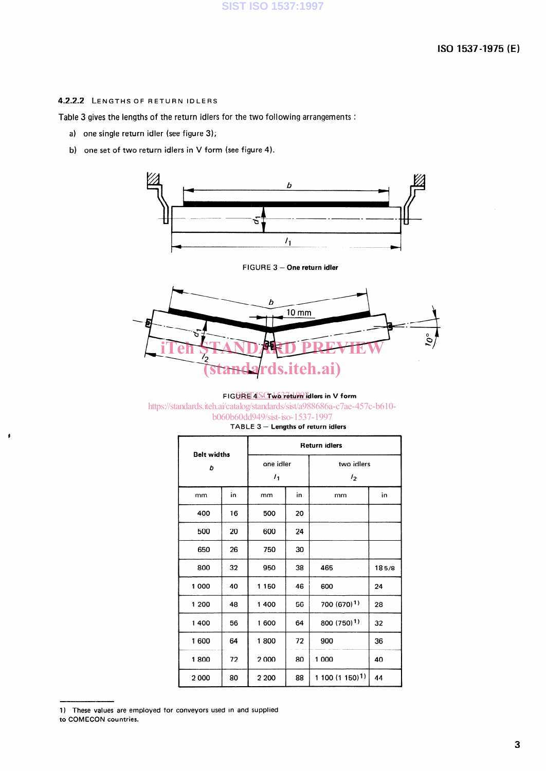#### 4.2.2.2 LENGTHS OF RETURN IDLERS

Table 3 gives the lengths of the return idlers for the two following arrangements :

a) one single return idler (see figure 3);

b) one set of two return idlers in V form (see figure 4).

FIGURE 3 — **One return idler**

FIGURE 4 — **Two return idlers in V form**

TABLE 3 — **Lengths of return idlers**

| Belt widths $b$ | | Return idlers | | | |
|---|---|---|---|---|---|
| | | one idler $l_1$ | | two idlers $l_2$ | |
| mm | in | mm | in | mm | in |
| 400 | 16 | 500 | 20 | | |
| 500 | 20 | 600 | 24 | | |
| 650 | 26 | 750 | 30 | | |
| 800 | 32 | 950 | 38 | 465 | 18 5/8 |
| 1 000 | 40 | 1 150 | 46 | 600 | 24 |
| 1 200 | 48 | 1 400 | 56 | 700 (670)[1] | 28 |
| 1 400 | 56 | 1 600 | 64 | 800 (750)[1] | 32 |
| 1 600 | 64 | 1 800 | 72 | 900 | 36 |
| 1 800 | 72 | 2 000 | 80 | 1 000 | 40 |
| 2 000 | 80 | 2 200 | 88 | 1 100 (1 150)[1] | 44 |

1) These values are employed for conveyors used in and supplied to COMECON countries.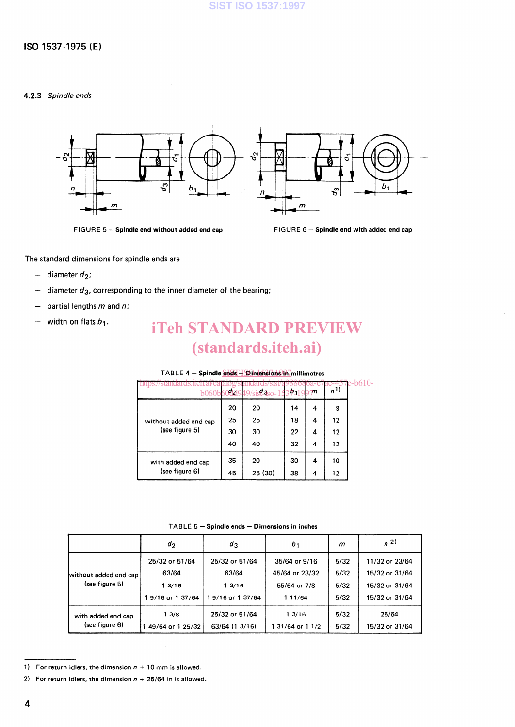### 4.2.3 *Spindle ends*

FIGURE 5 — **Spindle end without added end cap**

FIGURE 6 — **Spindle end with added end cap**

The standard dimensions for spindle ends are

- diameter $d_2$;
- diameter $d_3$, corresponding to the inner diameter of the bearing;
- partial lengths $m$ and $n$;
- width on flats $b_1$.

TABLE 4 — **Spindle ends — Dimensions in millimetres**

| | $d_2$ | $d_3$ | $b_1$ | $m$ | $n$[1] |
|---|---|---|---|---|---|
| without added end cap (see figure 5) | 20 | 20 | 14 | 4 | 9 |
| | 25 | 25 | 18 | 4 | 12 |
| | 30 | 30 | 22 | 4 | 12 |
| | 40 | 40 | 32 | 4 | 12 |
| with added end cap (see figure 6) | 35 | 20 | 30 | 4 | 10 |
| | 45 | 25 (30) | 38 | 4 | 12 |

TABLE 5 — **Spindle ends — Dimensions in inches**

| | $d_2$ | $d_3$ | $b_1$ | $m$ | $n$[2] |
|---|---|---|---|---|---|
| without added end cap (see figure 5) | 25/32 or 51/64 | 25/32 or 51/64 | 35/64 or 9/16 | 5/32 | 11/32 or 23/64 |
| | 63/64 | 63/64 | 45/64 or 23/32 | 5/32 | 15/32 or 31/64 |
| | 1 3/16 | 1 3/16 | 55/64 or 7/8 | 5/32 | 15/32 or 31/64 |
| | 1 9/16 or 1 37/64 | 1 9/16 or 1 37/64 | 1 11/64 | 5/32 | 15/32 or 31/64 |
| with added end cap (see figure 6) | 1 3/8 | 25/32 or 51/64 | 1 3/16 | 5/32 | 25/64 |
| | 1 49/64 or 1 25/32 | 63/64 (1 3/16) | 1 31/64 or 1 1/2 | 5/32 | 15/32 or 31/64 |

1) For return idlers, the dimension $n$ + 10 mm is allowed.

2) For return idlers, the dimension $n$ + 25/64 in is allowed.